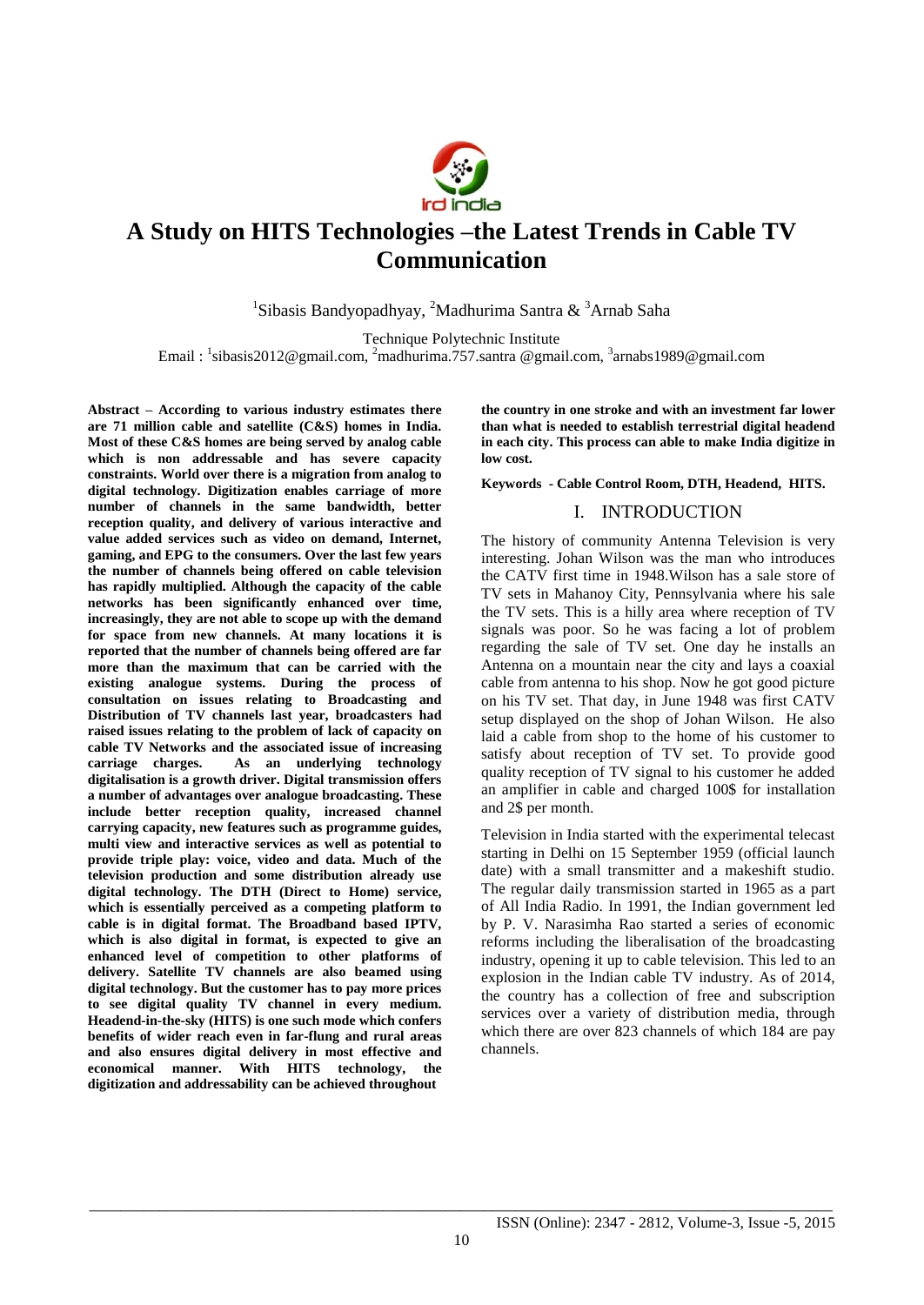# A Study on HITS Technologies –the Latest Trends in Cable TV Communication

[1]Sibasis Bandyopadhyay, [2]Madhurima Santra & [3]Arnab Saha

Technique Polytechnic Institute

Email : [1]sibasis2012@gmail.com, [2]madhurima.757.santra @gmail.com, [3]arnabs1989@gmail.com

**Abstract – According to various industry estimates there are 71 million cable and satellite (C&S) homes in India. Most of these C&S homes are being served by analog cable which is non addressable and has severe capacity constraints. World over there is a migration from analog to digital technology. Digitization enables carriage of more number of channels in the same bandwidth, better reception quality, and delivery of various interactive and value added services such as video on demand, Internet, gaming, and EPG to the consumers. Over the last few years the number of channels being offered on cable television has rapidly multiplied. Although the capacity of the cable networks has been significantly enhanced over time, increasingly, they are not able to scope up with the demand for space from new channels. At many locations it is reported that the number of channels being offered are far more than the maximum that can be carried with the existing analogue systems. During the process of consultation on issues relating to Broadcasting and Distribution of TV channels last year, broadcasters had raised issues relating to the problem of lack of capacity on cable TV Networks and the associated issue of increasing carriage charges. As an underlying technology digitalisation is a growth driver. Digital transmission offers a number of advantages over analogue broadcasting. These include better reception quality, increased channel carrying capacity, new features such as programme guides, multi view and interactive services as well as potential to provide triple play: voice, video and data. Much of the television production and some distribution already use digital technology. The DTH (Direct to Home) service, which is essentially perceived as a competing platform to cable is in digital format. The Broadband based IPTV, which is also digital in format, is expected to give an enhanced level of competition to other platforms of delivery. Satellite TV channels are also beamed using digital technology. But the customer has to pay more prices to see digital quality TV channel in every medium. Headend-in-the-sky (HITS) is one such mode which confers benefits of wider reach even in far-flung and rural areas and also ensures digital delivery in most effective and economical manner. With HITS technology, the digitization and addressability can be achieved throughout the country in one stroke and with an investment far lower than what is needed to establish terrestrial digital headend in each city. This process can able to make India digitize in low cost.**

**Keywords - Cable Control Room, DTH, Headend, HITS.**

## I. INTRODUCTION

The history of community Antenna Television is very interesting. Johan Wilson was the man who introduces the CATV first time in 1948.Wilson has a sale store of TV sets in Mahanoy City, Pennsylvania where his sale the TV sets. This is a hilly area where reception of TV signals was poor. So he was facing a lot of problem regarding the sale of TV set. One day he installs an Antenna on a mountain near the city and lays a coaxial cable from antenna to his shop. Now he got good picture on his TV set. That day, in June 1948 was first CATV setup displayed on the shop of Johan Wilson. He also laid a cable from shop to the home of his customer to satisfy about reception of TV set. To provide good quality reception of TV signal to his customer he added an amplifier in cable and charged 100$ for installation and 2$ per month.

Television in India started with the experimental telecast starting in Delhi on 15 September 1959 (official launch date) with a small transmitter and a makeshift studio. The regular daily transmission started in 1965 as a part of All India Radio. In 1991, the Indian government led by P. V. Narasimha Rao started a series of economic reforms including the liberalisation of the broadcasting industry, opening it up to cable television. This led to an explosion in the Indian cable TV industry. As of 2014, the country has a collection of free and subscription services over a variety of distribution media, through which there are over 823 channels of which 184 are pay channels.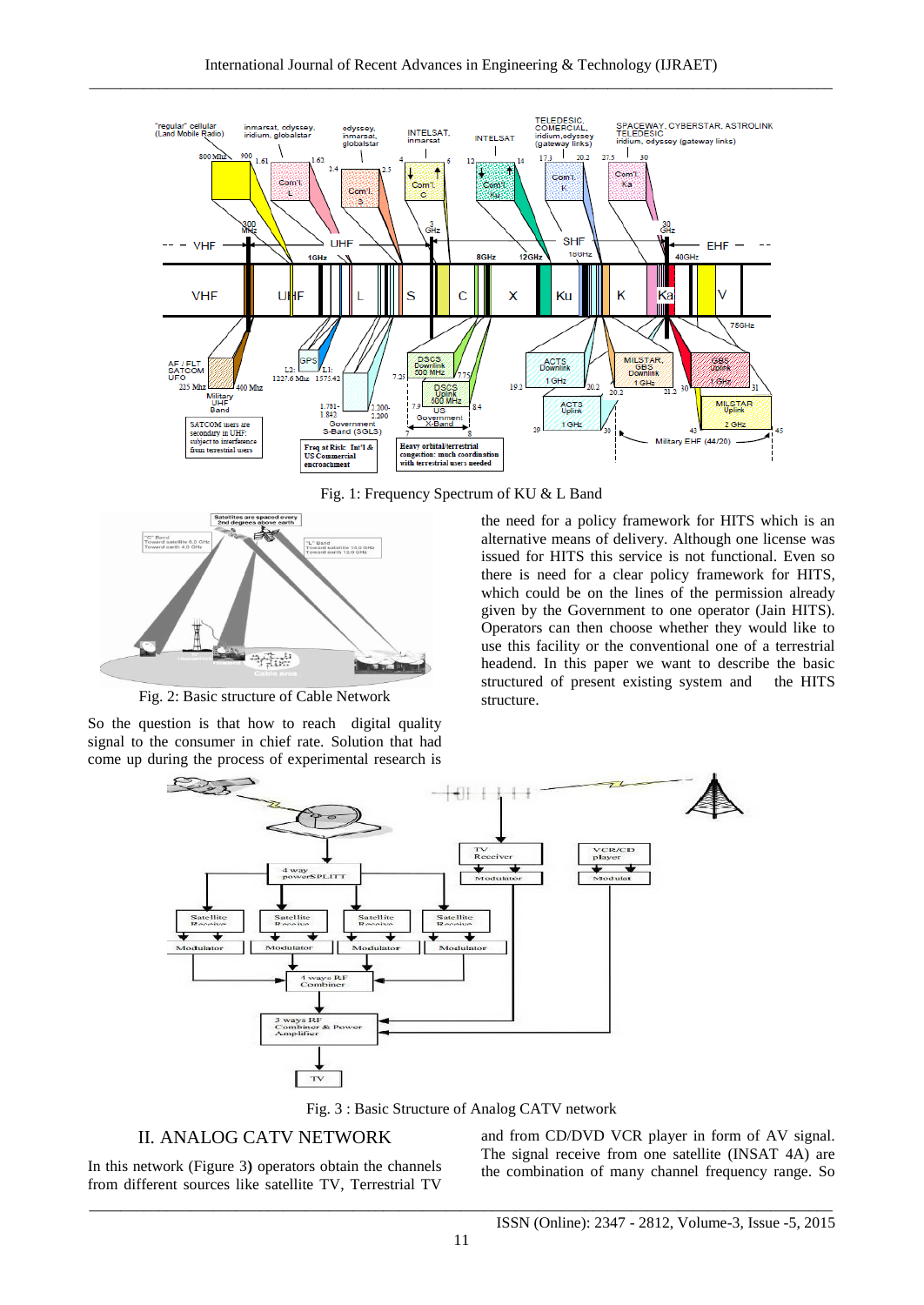Fig. 1: Frequency Spectrum of KU & L Band

Fig. 2: Basic structure of Cable Network

So the question is that how to reach digital quality signal to the consumer in chief rate. Solution that had come up during the process of experimental research is the need for a policy framework for HITS which is an alternative means of delivery. Although one license was issued for HITS this service is not functional. Even so there is need for a clear policy framework for HITS, which could be on the lines of the permission already given by the Government to one operator (Jain HITS). Operators can then choose whether they would like to use this facility or the conventional one of a terrestrial headend. In this paper we want to describe the basic structured of present existing system and the HITS structure.

Fig. 3 : Basic Structure of Analog CATV network

## II. ANALOG CATV NETWORK

In this network (Figure 3**)** operators obtain the channels from different sources like satellite TV, Terrestrial TV and from CD/DVD VCR player in form of AV signal. The signal receive from one satellite (INSAT 4A) are the combination of many channel frequency range. So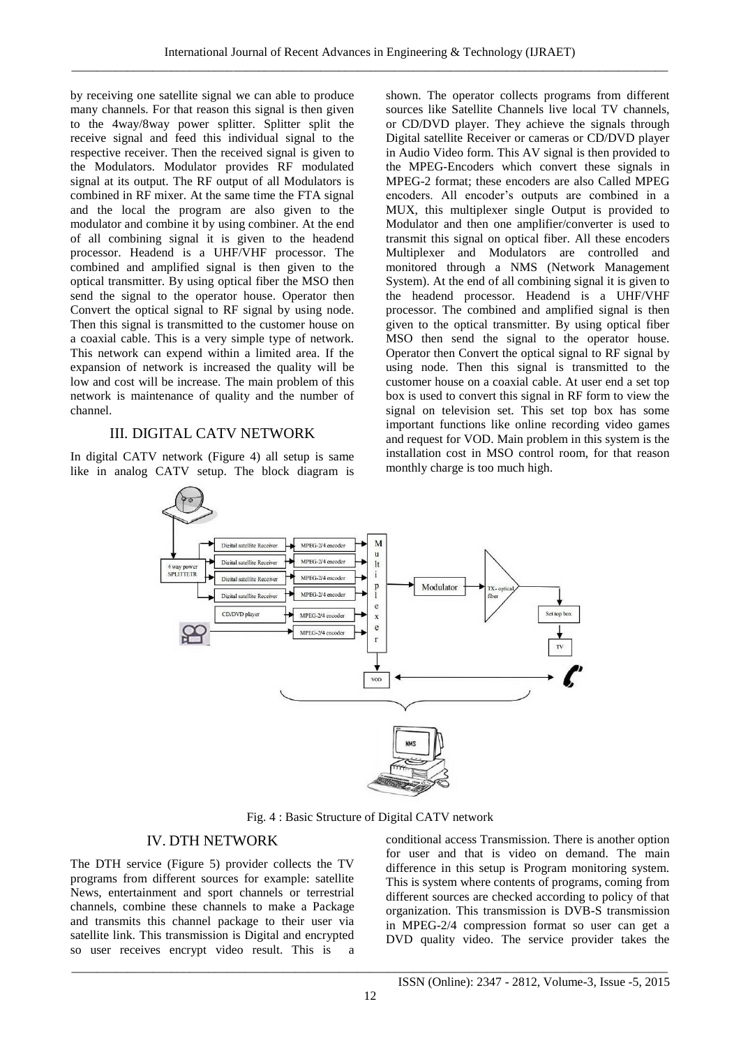by receiving one satellite signal we can able to produce many channels. For that reason this signal is then given to the 4way/8way power splitter. Splitter split the receive signal and feed this individual signal to the respective receiver. Then the received signal is given to the Modulators. Modulator provides RF modulated signal at its output. The RF output of all Modulators is combined in RF mixer. At the same time the FTA signal and the local the program are also given to the modulator and combine it by using combiner. At the end of all combining signal it is given to the headend processor. Headend is a UHF/VHF processor. The combined and amplified signal is then given to the optical transmitter. By using optical fiber the MSO then send the signal to the operator house. Operator then Convert the optical signal to RF signal by using node. Then this signal is transmitted to the customer house on a coaxial cable. This is a very simple type of network. This network can expend within a limited area. If the expansion of network is increased the quality will be low and cost will be increase. The main problem of this network is maintenance of quality and the number of channel.

## III. DIGITAL CATV NETWORK

In digital CATV network (Figure 4) all setup is same like in analog CATV setup. The block diagram is shown. The operator collects programs from different sources like Satellite Channels live local TV channels, or CD/DVD player. They achieve the signals through Digital satellite Receiver or cameras or CD/DVD player in Audio Video form. This AV signal is then provided to the MPEG-Encoders which convert these signals in MPEG-2 format; these encoders are also Called MPEG encoders. All encoder's outputs are combined in a MUX, this multiplexer single Output is provided to Modulator and then one amplifier/converter is used to transmit this signal on optical fiber. All these encoders Multiplexer and Modulators are controlled and monitored through a NMS (Network Management System). At the end of all combining signal it is given to the headend processor. Headend is a UHF/VHF processor. The combined and amplified signal is then given to the optical transmitter. By using optical fiber MSO then send the signal to the operator house. Operator then Convert the optical signal to RF signal by using node. Then this signal is transmitted to the customer house on a coaxial cable. At user end a set top box is used to convert this signal in RF form to view the signal on television set. This set top box has some important functions like online recording video games and request for VOD. Main problem in this system is the installation cost in MSO control room, for that reason monthly charge is too much high.

Fig. 4 : Basic Structure of Digital CATV network

## IV. DTH NETWORK

The DTH service (Figure 5) provider collects the TV programs from different sources for example: satellite News, entertainment and sport channels or terrestrial channels, combine these channels to make a Package and transmits this channel package to their user via satellite link. This transmission is Digital and encrypted so user receives encrypt video result. This is a conditional access Transmission. There is another option for user and that is video on demand. The main difference in this setup is Program monitoring system. This is system where contents of programs, coming from different sources are checked according to policy of that organization. This transmission is DVB-S transmission in MPEG-2/4 compression format so user can get a DVD quality video. The service provider takes the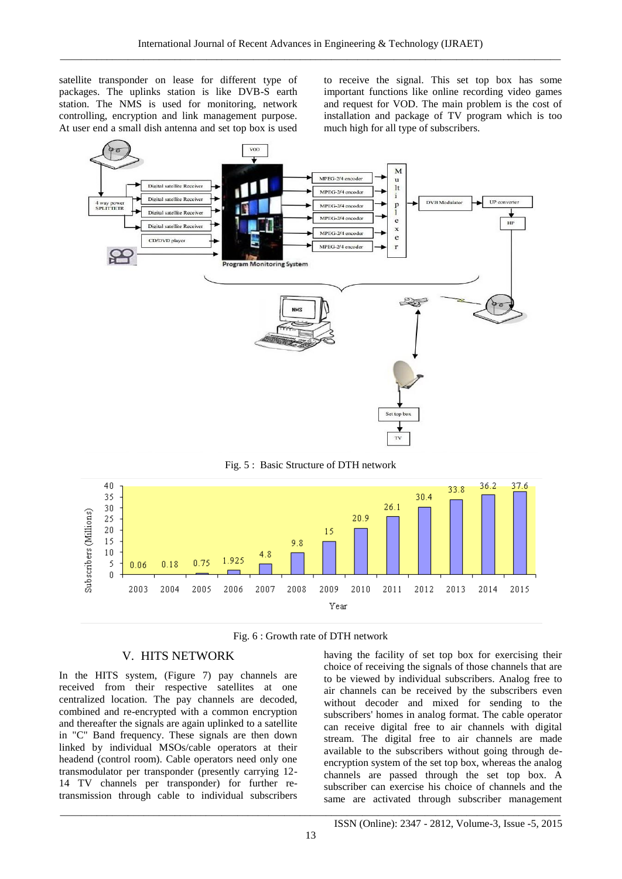satellite transponder on lease for different type of packages. The uplinks station is like DVB-S earth station. The NMS is used for monitoring, network controlling, encryption and link management purpose. At user end a small dish antenna and set top box is used to receive the signal. This set top box has some important functions like online recording video games and request for VOD. The main problem is the cost of installation and package of TV program which is too much high for all type of subscribers.

Fig. 5 : Basic Structure of DTH network

Fig. 6 : Growth rate of DTH network

## V. HITS NETWORK

In the HITS system, (Figure 7) pay channels are received from their respective satellites at one centralized location. The pay channels are decoded, combined and re-encrypted with a common encryption and thereafter the signals are again uplinked to a satellite in "C" Band frequency. These signals are then down linked by individual MSOs/cable operators at their headend (control room). Cable operators need only one transmodulator per transponder (presently carrying 12-14 TV channels per transponder) for further re-transmission through cable to individual subscribers having the facility of set top box for exercising their choice of receiving the signals of those channels that are to be viewed by individual subscribers. Analog free to air channels can be received by the subscribers even without decoder and mixed for sending to the subscribers' homes in analog format. The cable operator can receive digital free to air channels with digital stream. The digital free to air channels are made available to the subscribers without going through de-encryption system of the set top box, whereas the analog channels are passed through the set top box. A subscriber can exercise his choice of channels and the same are activated through subscriber management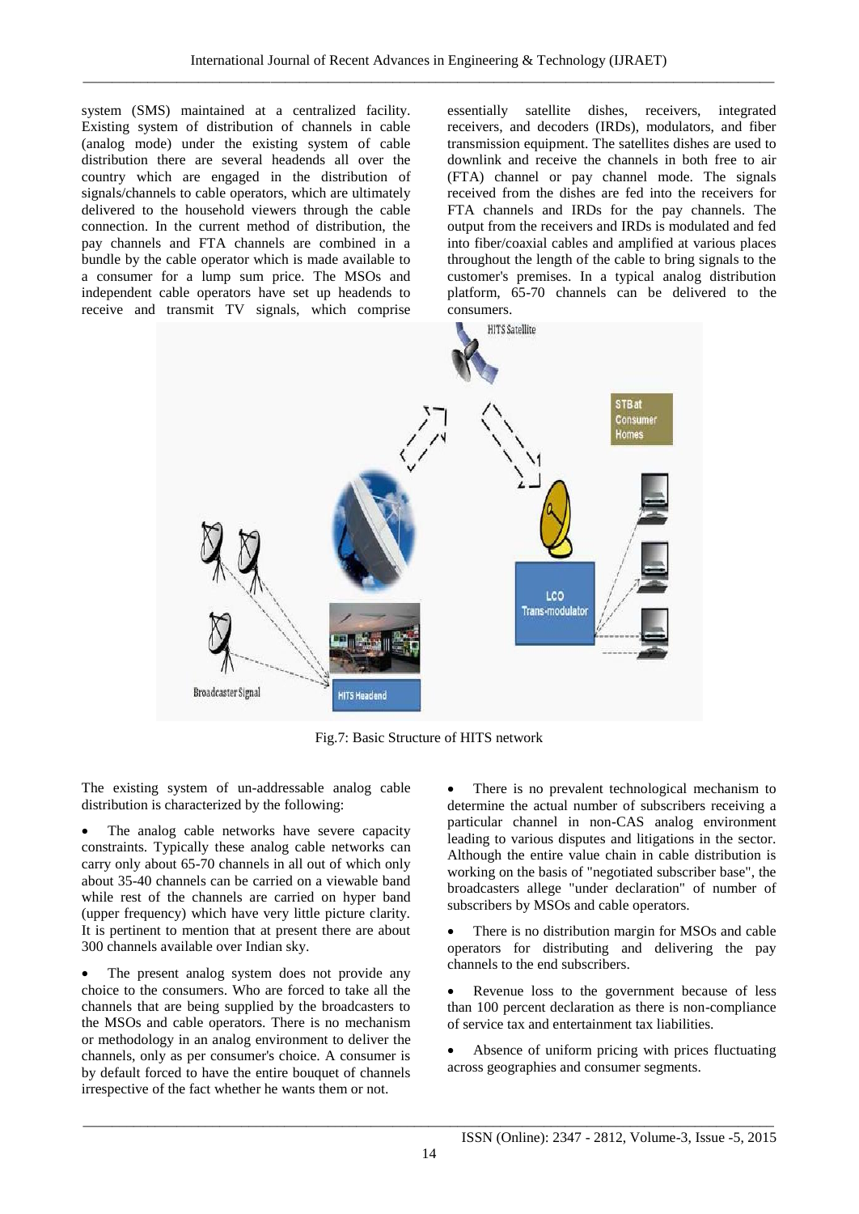system (SMS) maintained at a centralized facility. Existing system of distribution of channels in cable (analog mode) under the existing system of cable distribution there are several headends all over the country which are engaged in the distribution of signals/channels to cable operators, which are ultimately delivered to the household viewers through the cable connection. In the current method of distribution, the pay channels and FTA channels are combined in a bundle by the cable operator which is made available to a consumer for a lump sum price. The MSOs and independent cable operators have set up headends to receive and transmit TV signals, which comprise essentially satellite dishes, receivers, integrated receivers, and decoders (IRDs), modulators, and fiber transmission equipment. The satellites dishes are used to downlink and receive the channels in both free to air (FTA) channel or pay channel mode. The signals received from the dishes are fed into the receivers for FTA channels and IRDs for the pay channels. The output from the receivers and IRDs is modulated and fed into fiber/coaxial cables and amplified at various places throughout the length of the cable to bring signals to the customer's premises. In a typical analog distribution platform, 65-70 channels can be delivered to the consumers.

Fig.7: Basic Structure of HITS network

The existing system of un-addressable analog cable distribution is characterized by the following:

- The analog cable networks have severe capacity constraints. Typically these analog cable networks can carry only about 65-70 channels in all out of which only about 35-40 channels can be carried on a viewable band while rest of the channels are carried on hyper band (upper frequency) which have very little picture clarity. It is pertinent to mention that at present there are about 300 channels available over Indian sky.
- The present analog system does not provide any choice to the consumers. Who are forced to take all the channels that are being supplied by the broadcasters to the MSOs and cable operators. There is no mechanism or methodology in an analog environment to deliver the channels, only as per consumer's choice. A consumer is by default forced to have the entire bouquet of channels irrespective of the fact whether he wants them or not.
- There is no prevalent technological mechanism to determine the actual number of subscribers receiving a particular channel in non-CAS analog environment leading to various disputes and litigations in the sector. Although the entire value chain in cable distribution is working on the basis of "negotiated subscriber base", the broadcasters allege "under declaration" of number of subscribers by MSOs and cable operators.
- There is no distribution margin for MSOs and cable operators for distributing and delivering the pay channels to the end subscribers.
- Revenue loss to the government because of less than 100 percent declaration as there is non-compliance of service tax and entertainment tax liabilities.
- Absence of uniform pricing with prices fluctuating across geographies and consumer segments.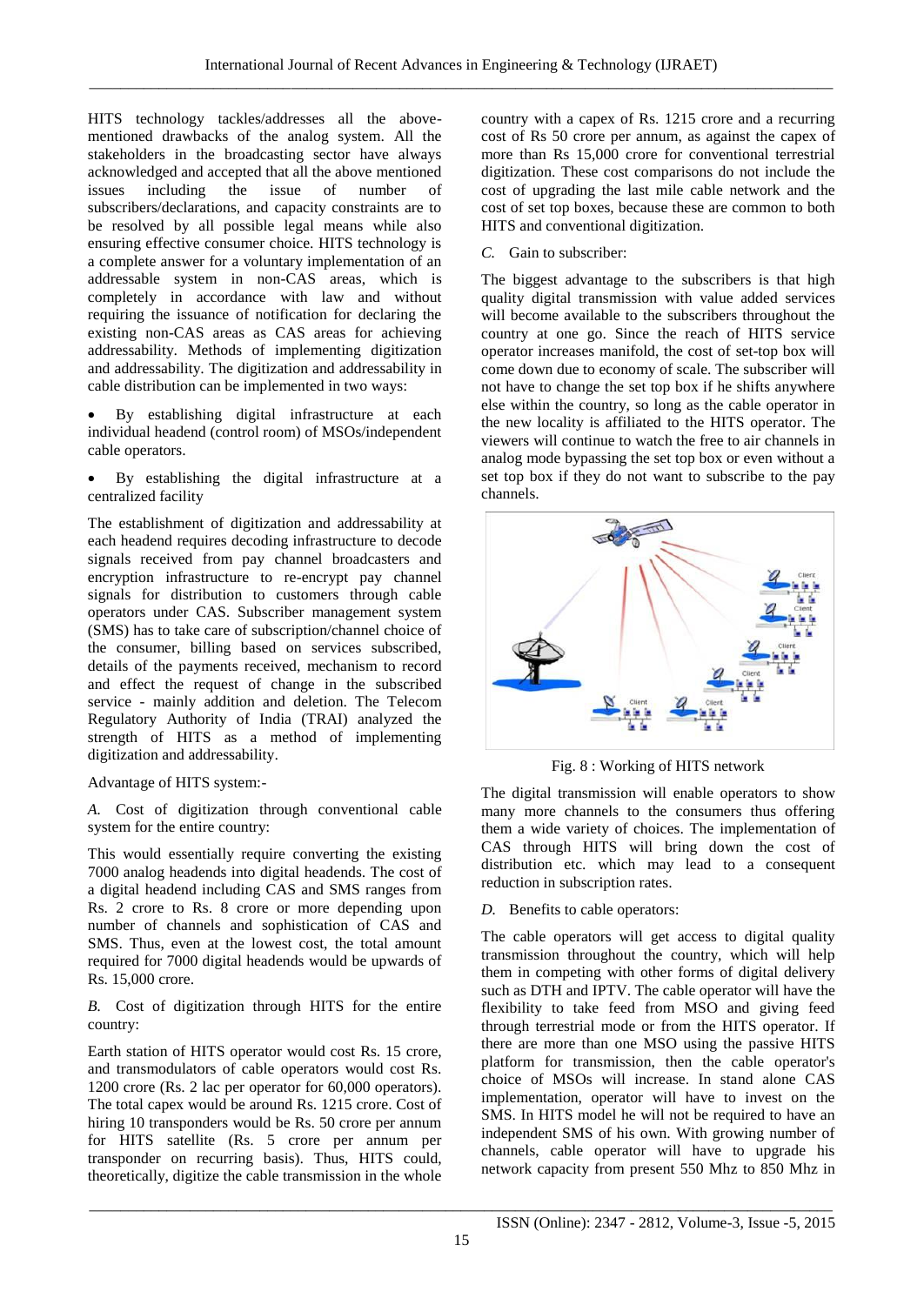HITS technology tackles/addresses all the above-mentioned drawbacks of the analog system. All the stakeholders in the broadcasting sector have always acknowledged and accepted that all the above mentioned issues including the issue of number of subscribers/declarations, and capacity constraints are to be resolved by all possible legal means while also ensuring effective consumer choice. HITS technology is a complete answer for a voluntary implementation of an addressable system in non-CAS areas, which is completely in accordance with law and without requiring the issuance of notification for declaring the existing non-CAS areas as CAS areas for achieving addressability. Methods of implementing digitization and addressability. The digitization and addressability in cable distribution can be implemented in two ways:

- By establishing digital infrastructure at each individual headend (control room) of MSOs/independent cable operators.
- By establishing the digital infrastructure at a centralized facility

The establishment of digitization and addressability at each headend requires decode infrastructure to decode signals received from pay channel broadcasters and encryption infrastructure to re-encrypt pay channel signals for distribution to customers through cable operators under CAS. Subscriber management system (SMS) has to take care of subscription/channel choice of the consumer, billing based on services subscribed, details of the payments received, mechanism to record and effect the request of change in the subscribed service - mainly addition and deletion. The Telecom Regulatory Authority of India (TRAI) analyzed the strength of HITS as a method of implementing digitization and addressability.

Advantage of HITS system:-

*A.* Cost of digitization through conventional cable system for the entire country:

This would essentially require converting the existing 7000 analog headends into digital headends. The cost of a digital headend including CAS and SMS ranges from Rs. 2 crore to Rs. 8 crore or more depending upon number of channels and sophistication of CAS and SMS. Thus, even at the lowest cost, the total amount required for 7000 digital headends would be upwards of Rs. 15,000 crore.

*B.* Cost of digitization through HITS for the entire country:

Earth station of HITS operator would cost Rs. 15 crore, and transmodulators of cable operators would cost Rs. 1200 crore (Rs. 2 lac per operator for 60,000 operators). The total capex would be around Rs. 1215 crore. Cost of hiring 10 transponders would be Rs. 50 crore per annum for HITS satellite (Rs. 5 crore per annum per transponder on recurring basis). Thus, HITS could, theoretically, digitize the cable transmission in the whole country with a capex of Rs. 1215 crore and a recurring cost of Rs 50 crore per annum, as against the capex of more than Rs 15,000 crore for conventional terrestrial digitization. These cost comparisons do not include the cost of upgrading the last mile cable network and the cost of set top boxes, because these are common to both HITS and conventional digitization.

*C.* Gain to subscriber:

The biggest advantage to the subscribers is that high quality digital transmission with value added services will become available to the subscribers throughout the country at one go. Since the reach of HITS service operator increases manifold, the cost of set-top box will come down due to economy of scale. The subscriber will not have to change the set top box if he shifts anywhere else within the country, so long as the cable operator in the new locality is affiliated to the HITS operator. The viewers will continue to watch the free to air channels in analog mode bypassing the set top box or even without a set top box if they do not want to subscribe to the pay channels.

Fig. 8 : Working of HITS network

The digital transmission will enable operators to show many more channels to the consumers thus offering them a wide variety of choices. The implementation of CAS through HITS will bring down the cost of distribution etc. which may lead to a consequent reduction in subscription rates.

*D.* Benefits to cable operators:

The cable operators will get access to digital quality transmission throughout the country, which will help them in competing with other forms of digital delivery such as DTH and IPTV. The cable operator will have the flexibility to take feed from MSO and giving feed through terrestrial mode or from the HITS operator. If there are more than one MSO using the passive HITS platform for transmission, then the cable operator's choice of MSOs will increase. In stand alone CAS implementation, operator will have to invest on the SMS. In HITS model he will not be required to have an independent SMS of his own. With growing number of channels, cable operator will have to upgrade his network capacity from present 550 Mhz to 850 Mhz in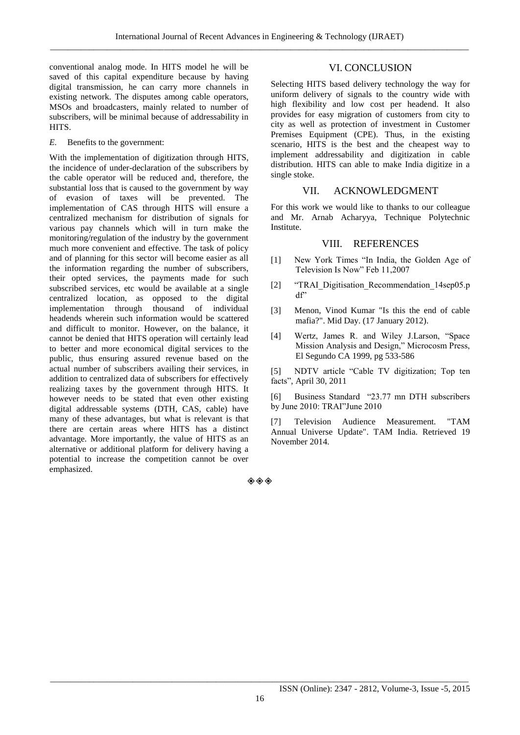conventional analog mode. In HITS model he will be saved of this capital expenditure because by having digital transmission, he can carry more channels in existing network. The disputes among cable operators, MSOs and broadcasters, mainly related to number of subscribers, will be minimal because of addressability in HITS.

*E.* Benefits to the government:

With the implementation of digitization through HITS, the incidence of under-declaration of the subscribers by the cable operator will be reduced and, therefore, the substantial loss that is caused to the government by way of evasion of taxes will be prevented. The implementation of CAS through HITS will ensure a centralized mechanism for distribution of signals for various pay channels which will in turn make the monitoring/regulation of the industry by the government much more convenient and effective. The task of policy and of planning for this sector will become easier as all the information regarding the number of subscribers, their opted services, the payments made for such subscribed services, etc would be available at a single centralized location, as opposed to the digital implementation through thousand of individual headends wherein such information would be scattered and difficult to monitor. However, on the balance, it cannot be denied that HITS operation will certainly lead to better and more economical digital services to the public, thus ensuring assured revenue based on the actual number of subscribers availing their services, in addition to centralized data of subscribers for effectively realizing taxes by the government through HITS. It however needs to be stated that even other existing digital addressable systems (DTH, CAS, cable) have many of these advantages, but what is relevant is that there are certain areas where HITS has a distinct advantage. More importantly, the value of HITS as an alternative or additional platform for delivery having a potential to increase the competition cannot be over emphasized.

## VI. CONCLUSION

Selecting HITS based delivery technology the way for uniform delivery of signals to the country wide with high flexibility and low cost per headend. It also provides for easy migration of customers from city to city as well as protection of investment in Customer Premises Equipment (CPE). Thus, in the existing scenario, HITS is the best and the cheapest way to implement addressability and digitization in cable distribution. HITS can able to make India digitize in a single stoke.

## VII. ACKNOWLEDGMENT

For this work we would like to thanks to our colleague and Mr. Arnab Acharyya, Technique Polytechnic Institute.

## VIII. REFERENCES

[1] New York Times “In India, the Golden Age of Television Is Now” Feb 11,2007

[2] “TRAI_Digitisation_Recommendation_14sep05.pdf”

[3] Menon, Vinod Kumar "Is this the end of cable mafia?". Mid Day. (17 January 2012).

[4] Wertz, James R. and Wiley J.Larson, “Space Mission Analysis and Design,” Microcosm Press, El Segundo CA 1999, pg 533-586

[5] NDTV article “Cable TV digitization; Top ten facts”, April 30, 2011

[6] Business Standard “23.77 mn DTH subscribers by June 2010: TRAI”June 2010

[7] Television Audience Measurement. "TAM Annual Universe Update". TAM India. Retrieved 19 November 2014.

◈◈◈